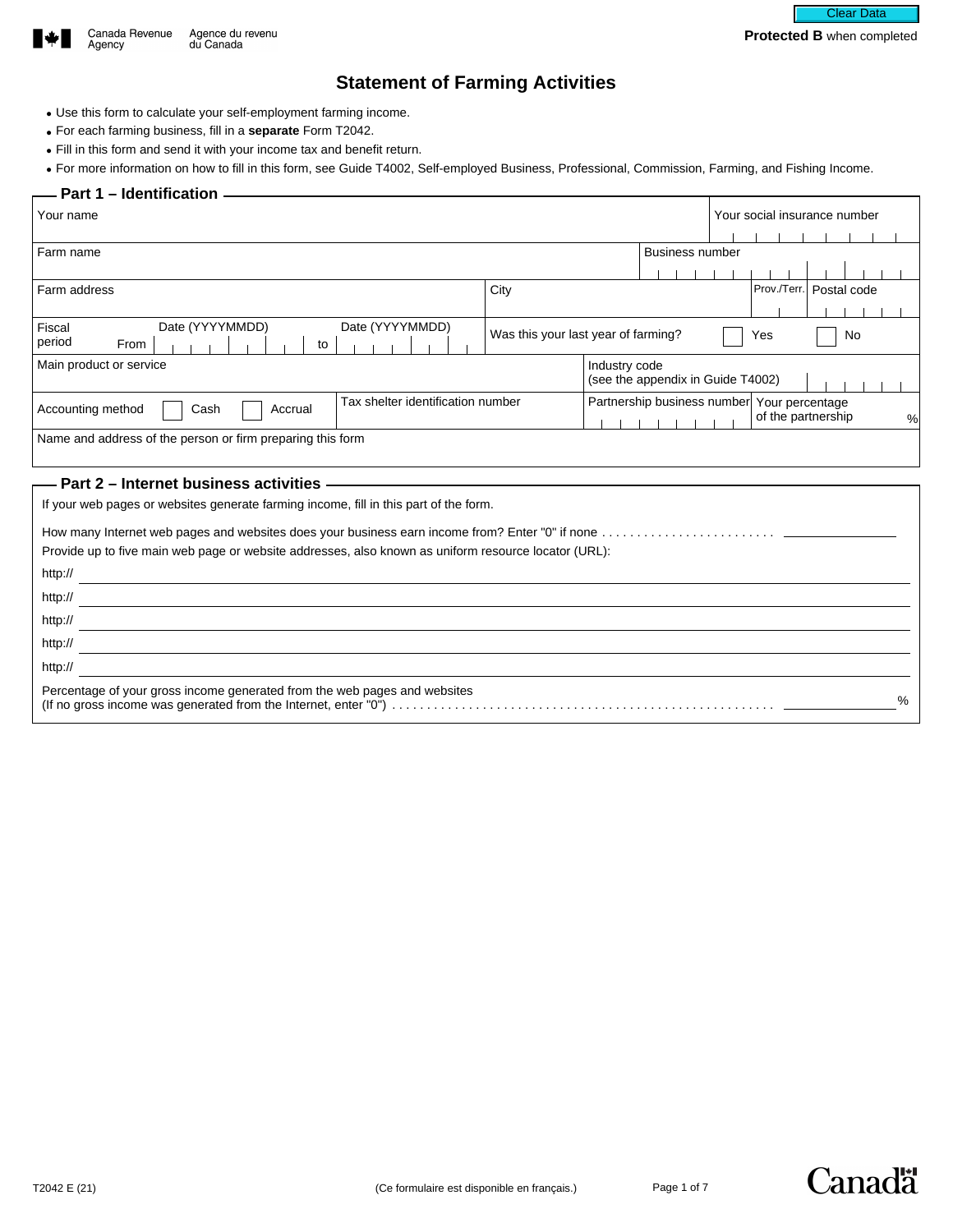Canada Revenue Agency / Agence du revenu du Canada

**Protected B** when completed

# Statement of Farming Activities

- Use this form to calculate your self-employment farming income.
- For each farming business, fill in a **separate** Form T2042.
- Fill in this form and send it with your income tax and benefit return.
- For more information on how to fill in this form, see Guide T4002, Self-employed Business, Professional, Commission, Farming, and Fishing Income.

## Part 1 – Identification

| | | | |
|---|---|---|---|
| Your name | | | Your social insurance number |
| Farm name | | | Business number |
| Farm address | City | Prov./Terr. | Postal code |
| Fiscal period From Date (YYYYMMDD) to Date (YYYYMMDD) | Was this your last year of farming? ☐ Yes ☐ No | | |
| Main product or service | | Industry code (see the appendix in Guide T4002) | |
| Accounting method ☐ Cash ☐ Accrual | Tax shelter identification number | Partnership business number | Your percentage of the partnership % |
| Name and address of the person or firm preparing this form | | | |

## Part 2 – Internet business activities

If your web pages or websites generate farming income, fill in this part of the form.

How many Internet web pages and websites does your business earn income from? Enter "0" if none . . . . . . . . . . . . . . . . . . . . . . . . . ________

Provide up to five main web page or website addresses, also known as uniform resource locator (URL):

http:// ________

http:// ________

http:// ________

http:// ________

http:// ________

Percentage of your gross income generated from the web pages and websites (If no gross income was generated from the Internet, enter "0") . . . . . . . . . . . . . . . . . . . . . . . . . . . . . . . . . . . . . . . . . . . . . . . . . . . . . . ________ %

T2042 E (21)

(Ce formulaire est disponible en français.)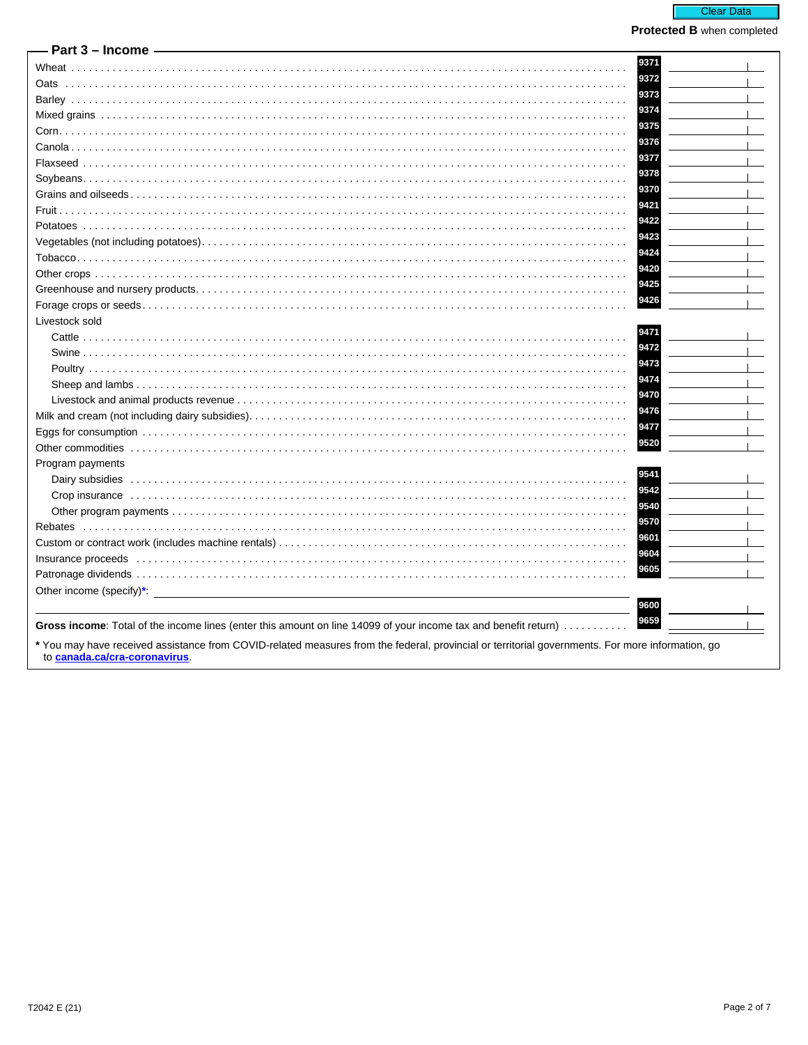Protected B when completed

## Part 3 – Income

| Item | Line | Amount |
|---|---|---|
| Wheat | 9371 | |
| Oats | 9372 | |
| Barley | 9373 | |
| Mixed grains | 9374 | |
| Corn | 9375 | |
| Canola | 9376 | |
| Flaxseed | 9377 | |
| Soybeans | 9378 | |
| Grains and oilseeds | 9370 | |
| Fruit | 9421 | |
| Potatoes | 9422 | |
| Vegetables (not including potatoes) | 9423 | |
| Tobacco | 9424 | |
| Other crops | 9420 | |
| Greenhouse and nursery products | 9425 | |
| Forage crops or seeds | 9426 | |
| Livestock sold | | |
| Cattle | 9471 | |
| Swine | 9472 | |
| Poultry | 9473 | |
| Sheep and lambs | 9474 | |
| Livestock and animal products revenue | 9470 | |
| Milk and cream (not including dairy subsidies) | 9476 | |
| Eggs for consumption | 9477 | |
| Other commodities | 9520 | |
| Program payments | | |
| Dairy subsidies | 9541 | |
| Crop insurance | 9542 | |
| Other program payments | 9540 | |
| Rebates | 9570 | |
| Custom or contract work (includes machine rentals) | 9601 | |
| Insurance proceeds | 9604 | |
| Patronage dividends | 9605 | |
| Other income (specify)*: | 9600 | |
| **Gross income**: Total of the income lines (enter this amount on line 14099 of your income tax and benefit return) | 9659 | |

\* You may have received assistance from COVID-related measures from the federal, provincial or territorial governments. For more information, go to **canada.ca/cra-coronavirus**.

T2042 E (21)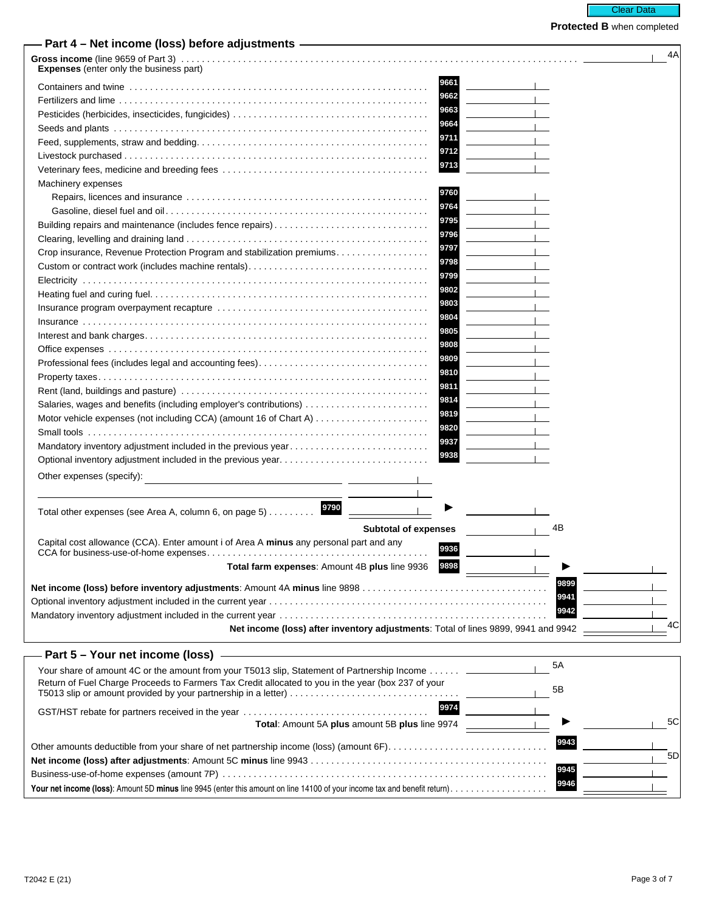Protected B when completed

## Part 4 – Net income (loss) before adjustments

| Description | Line | Amount | Total |
|---|---|---|---|
| **Gross income** (line 9659 of Part 3) | | | 4A |
| Expenses (enter only the business part) | | | |
| Containers and twine | 9661 | | |
| Fertilizers and lime | 9662 | | |
| Pesticides (herbicides, insecticides, fungicides) | 9663 | | |
| Seeds and plants | 9664 | | |
| Feed, supplements, straw and bedding | 9711 | | |
| Livestock purchased | 9712 | | |
| Veterinary fees, medicine and breeding fees | 9713 | | |
| Machinery expenses | | | |
| Repairs, licences and insurance | 9760 | | |
| Gasoline, diesel fuel and oil | 9764 | | |
| Building repairs and maintenance (includes fence repairs) | 9795 | | |
| Clearing, levelling and draining land | 9796 | | |
| Crop insurance, Revenue Protection Program and stabilization premiums | 9797 | | |
| Custom or contract work (includes machine rentals) | 9798 | | |
| Electricity | 9799 | | |
| Heating fuel and curing fuel | 9802 | | |
| Insurance program overpayment recapture | 9803 | | |
| Insurance | 9804 | | |
| Interest and bank charges | 9805 | | |
| Office expenses | 9808 | | |
| Professional fees (includes legal and accounting fees) | 9809 | | |
| Property taxes | 9810 | | |
| Rent (land, buildings and pasture) | 9811 | | |
| Salaries, wages and benefits (including employer's contributions) | 9814 | | |
| Motor vehicle expenses (not including CCA) (amount 16 of Chart A) | 9819 | | |
| Small tools | 9820 | | |
| Mandatory inventory adjustment included in the previous year | 9937 | | |
| Optional inventory adjustment included in the previous year | 9938 | | |
| Other expenses (specify): | | | |
| Total other expenses (see Area A, column 6, on page 5) | 9790 | | |
| **Subtotal of expenses** | | 4B | |
| Capital cost allowance (CCA). Enter amount i of Area A **minus** any personal part and any CCA for business-use-of-home expenses | 9936 | | |
| **Total farm expenses**: Amount 4B **plus** line 9936 | 9898 | | |
| **Net income (loss) before inventory adjustments**: Amount 4A **minus** line 9898 | 9899 | | |
| Optional inventory adjustment included in the current year | 9941 | | |
| Mandatory inventory adjustment included in the current year | 9942 | | |
| **Net income (loss) after inventory adjustments**: Total of lines 9899, 9941 and 9942 | | | 4C |

## Part 5 – Your net income (loss)

| Description | Line | Amount | Total |
|---|---|---|---|
| Your share of amount 4C or the amount from your T5013 slip, Statement of Partnership Income | | 5A | |
| Return of Fuel Charge Proceeds to Farmers Tax Credit allocated to you in the year (box 237 of your T5013 slip or amount provided by your partnership in a letter) | | 5B | |
| GST/HST rebate for partners received in the year | 9974 | | |
| **Total**: Amount 5A **plus** amount 5B **plus** line 9974 | | | 5C |
| Other amounts deductible from your share of net partnership income (loss) (amount 6F) | 9943 | | |
| **Net income (loss) after adjustments**: Amount 5C **minus** line 9943 | | | 5D |
| Business-use-of-home expenses (amount 7P) | 9945 | | |
| **Your net income (loss)**: Amount 5D **minus** line 9945 (enter this amount on line 14100 of your income tax and benefit return) | 9946 | | |

T2042 E (21)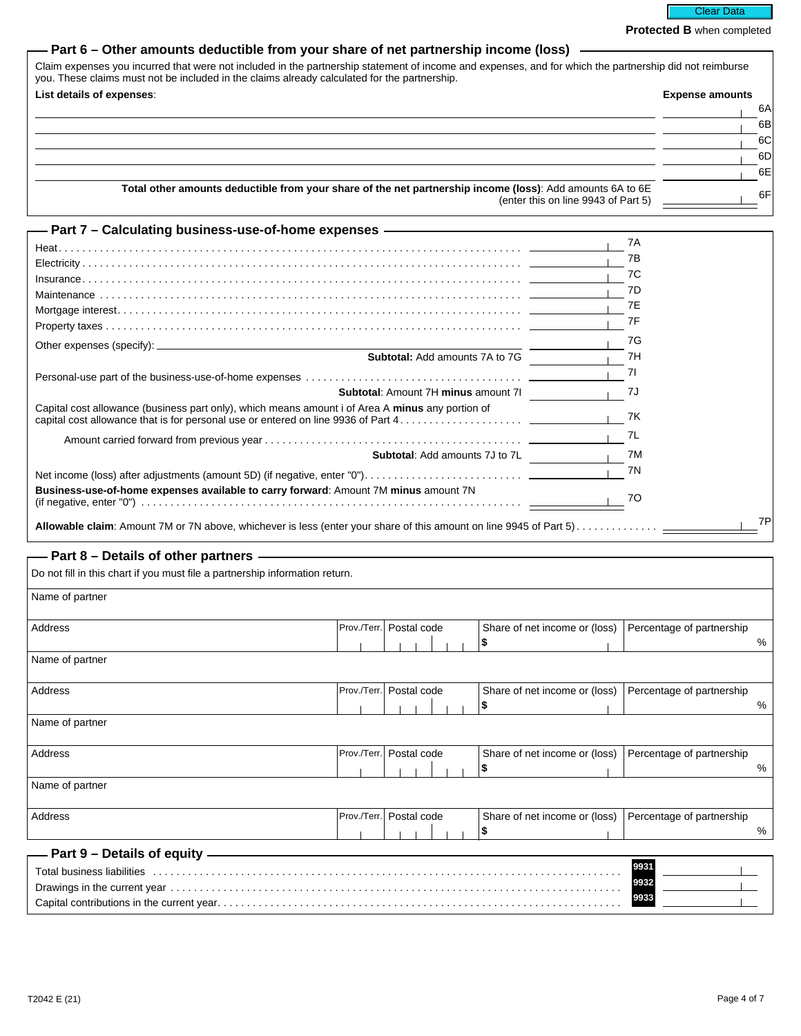Protected B when completed

## Part 6 – Other amounts deductible from your share of net partnership income (loss)

Claim expenses you incurred that were not included in the partnership statement of income and expenses, and for which the partnership did not reimburse you. These claims must not be included in the claims already calculated for the partnership.

| **List details of expenses**: | **Expense amounts** | |
|---|---|---|
| | | 6A |
| | | 6B |
| | | 6C |
| | | 6D |
| | | 6E |
| **Total other amounts deductible from your share of the net partnership income (loss)**: Add amounts 6A to 6E (enter this on line 9943 of Part 5) | | 6F |

## Part 7 – Calculating business-use-of-home expenses

| | | |
|---|---|---|
| Heat | | 7A |
| Electricity | | 7B |
| Insurance | | 7C |
| Maintenance | | 7D |
| Mortgage interest | | 7E |
| Property taxes | | 7F |
| Other expenses (specify): | | 7G |
| **Subtotal:** Add amounts 7A to 7G | | 7H |
| Personal-use part of the business-use-of-home expenses | | 7I |
| **Subtotal**: Amount 7H **minus** amount 7I | | 7J |
| Capital cost allowance (business part only), which means amount i of Area A **minus** any portion of capital cost allowance that is for personal use or entered on line 9936 of Part 4 | | 7K |
| Amount carried forward from previous year | | 7L |
| **Subtotal**: Add amounts 7J to 7L | | 7M |
| Net income (loss) after adjustments (amount 5D) (if negative, enter "0") | | 7N |
| **Business-use-of-home expenses available to carry forward**: Amount 7M **minus** amount 7N (if negative, enter "0") | | 7O |
| **Allowable claim**: Amount 7M or 7N above, whichever is less (enter your share of this amount on line 9945 of Part 5) | | 7P |

## Part 8 – Details of other partners

Do not fill in this chart if you must file a partnership information return.

| Name of partner | | | | |
|---|---|---|---|---|
| Address | Prov./Terr. | Postal code | Share of net income or (loss) $ | Percentage of partnership % |
| Name of partner | | | | |
| Address | Prov./Terr. | Postal code | Share of net income or (loss) $ | Percentage of partnership % |
| Name of partner | | | | |
| Address | Prov./Terr. | Postal code | Share of net income or (loss) $ | Percentage of partnership % |
| Name of partner | | | | |
| Address | Prov./Terr. | Postal code | Share of net income or (loss) $ | Percentage of partnership % |

## Part 9 – Details of equity

| | | |
|---|---|---|
| Total business liabilities | 9931 | |
| Drawings in the current year | 9932 | |
| Capital contributions in the current year | 9933 | |

T2042 E (21)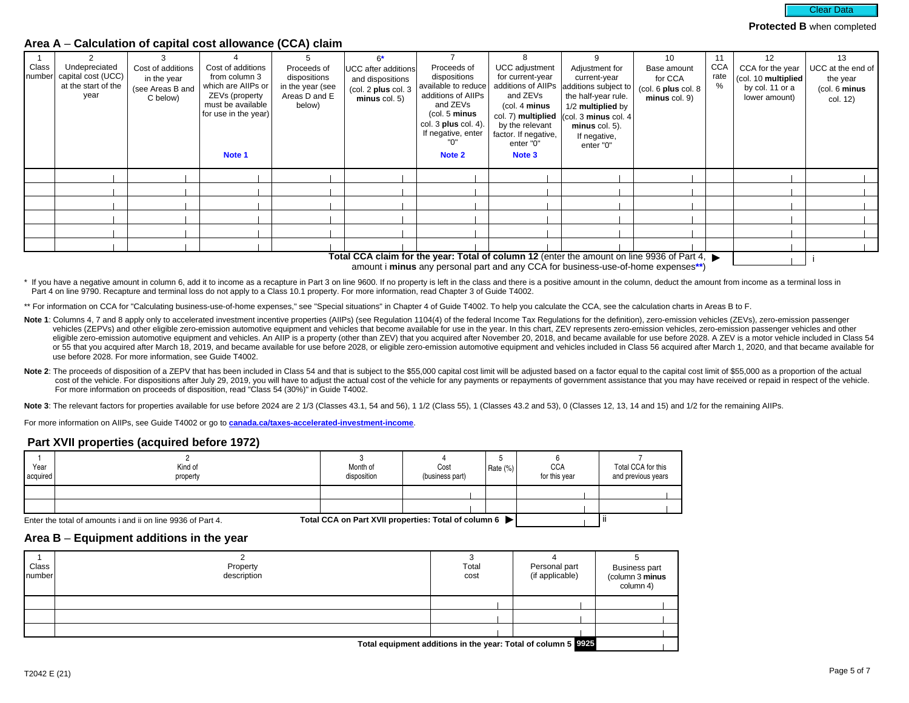Clear Data

**Protected B** when completed

## Area A – Calculation of capital cost allowance (CCA) claim

| 1<br>Class number | 2<br>Undepreciated capital cost (UCC) at the start of the year | 3<br>Cost of additions in the year (see Areas B and C below) | 4<br>Cost of additions from column 3 which are AIIPs or ZEVs (property must be available for use in the year)<br>**Note 1** | 5<br>Proceeds of dispositions in the year (see Areas D and E below) | 6*<br>UCC after additions and dispositions (col. 2 **plus** col. 3 **minus** col. 5) | 7<br>Proceeds of dispositions available to reduce additions of AIIPs and ZEVs (col. 5 **minus** col. 3 **plus** col. 4). If negative, enter "0"<br>**Note 2** | 8<br>UCC adjustment for current-year additions of AIIPs and ZEVs (col. 4 **minus** col. 7) **multiplied** by the relevant factor. If negative, enter "0"<br>**Note 3** | 9<br>Adjustment for current-year additions subject to the half-year rule. 1/2 **multiplied** by (col. 3 **minus** col. 4 **minus** col. 5). If negative, enter "0" | 10<br>Base amount for CCA (col. 6 **plus** col. 8 **minus** col. 9) | 11<br>CCA rate % | 12<br>CCA for the year (col. 10 **multiplied** by col. 11 or a lower amount) | 13<br>UCC at the end of the year (col. 6 **minus** col. 12) |
|---|---|---|---|---|---|---|---|---|---|---|---|---|
| | | | | | | | | | | | | |
| | | | | | | | | | | | | |
| | | | | | | | | | | | | |
| | | | | | | | | | | | | |
| | | | | | | | | | | | | |
| | | | | | | | | | | | | |

**Total CCA claim for the year: Total of column 12** (enter the amount on line 9936 of Part 4, amount i **minus** any personal part and any CCA for business-use-of-home expenses**) ▶ ______ i

\* If you have a negative amount in column 6, add it to income as a recapture in Part 3 on line 9600. If no property is left in the class and there is a positive amount in the column, deduct the amount from income as a terminal loss in Part 4 on line 9790. Recapture and terminal loss do not apply to a Class 10.1 property. For more information, read Chapter 3 of Guide T4002.

\*\* For information on CCA for "Calculating business-use-of-home expenses," see "Special situations" in Chapter 4 of Guide T4002. To help you calculate the CCA, see the calculation charts in Areas B to F.

**Note 1**: Columns 4, 7 and 8 apply only to accelerated investment incentive properties (AIIPs) (see Regulation 1104(4) of the federal Income Tax Regulations for the definition), zero-emission vehicles (ZEVs), zero-emission passenger vehicles (ZEPVs) and other eligible zero-emission automotive equipment and vehicles that become available for use in the year. In this chart, ZEV represents zero-emission vehicles, zero-emission passenger vehicles and other eligible zero-emission automotive equipment and vehicles. An AIIP is a property (other than ZEV) that you acquired after November 20, 2018, and became available for use before 2028. A ZEV is a motor vehicle included in Class 54 or 55 that you acquired after March 18, 2019, and became available for use before 2028, or eligible zero-emission automotive equipment and vehicles included in Class 56 acquired after March 1, 2020, and that became available for use before 2028. For more information, see Guide T4002.

**Note 2**: The proceeds of disposition of a ZEPV that has been included in Class 54 and that is subject to the $55,000 capital cost limit will be adjusted based on a factor equal to the capital cost limit of $55,000 as a proportion of the actual cost of the vehicle. For dispositions after July 29, 2019, you will have to adjust the actual cost of the vehicle for any payments or repayments of government assistance that you may have received or repaid in respect of the vehicle. For more information on proceeds of disposition, read "Class 54 (30%)" in Guide T4002.

**Note 3**: The relevant factors for properties available for use before 2024 are 2 1/3 (Classes 43.1, 54 and 56), 1 1/2 (Class 55), 1 (Classes 43.2 and 53), 0 (Classes 12, 13, 14 and 15) and 1/2 for the remaining AIIPs.

For more information on AIIPs, see Guide T4002 or go to **canada.ca/taxes-accelerated-investment-income**.

## Part XVII properties (acquired before 1972)

| 1<br>Year acquired | 2<br>Kind of property | 3<br>Month of disposition | 4<br>Cost (business part) | 5<br>Rate (%) | 6<br>CCA for this year | 7<br>Total CCA for this and previous years |
|---|---|---|---|---|---|---|
| | | | | | | |
| | | | | | | |

Enter the total of amounts i and ii on line 9936 of Part 4. **Total CCA on Part XVII properties: Total of column 6** ▶ ______ ii

## Area B – Equipment additions in the year

| 1<br>Class number | 2<br>Property description | 3<br>Total cost | 4<br>Personal part (if applicable) | 5<br>Business part (column 3 **minus** column 4) |
|---|---|---|---|---|
| | | | | |
| | | | | |
| | | | | |

**Total equipment additions in the year: Total of column 5** 9925 ______

T2042 E (21)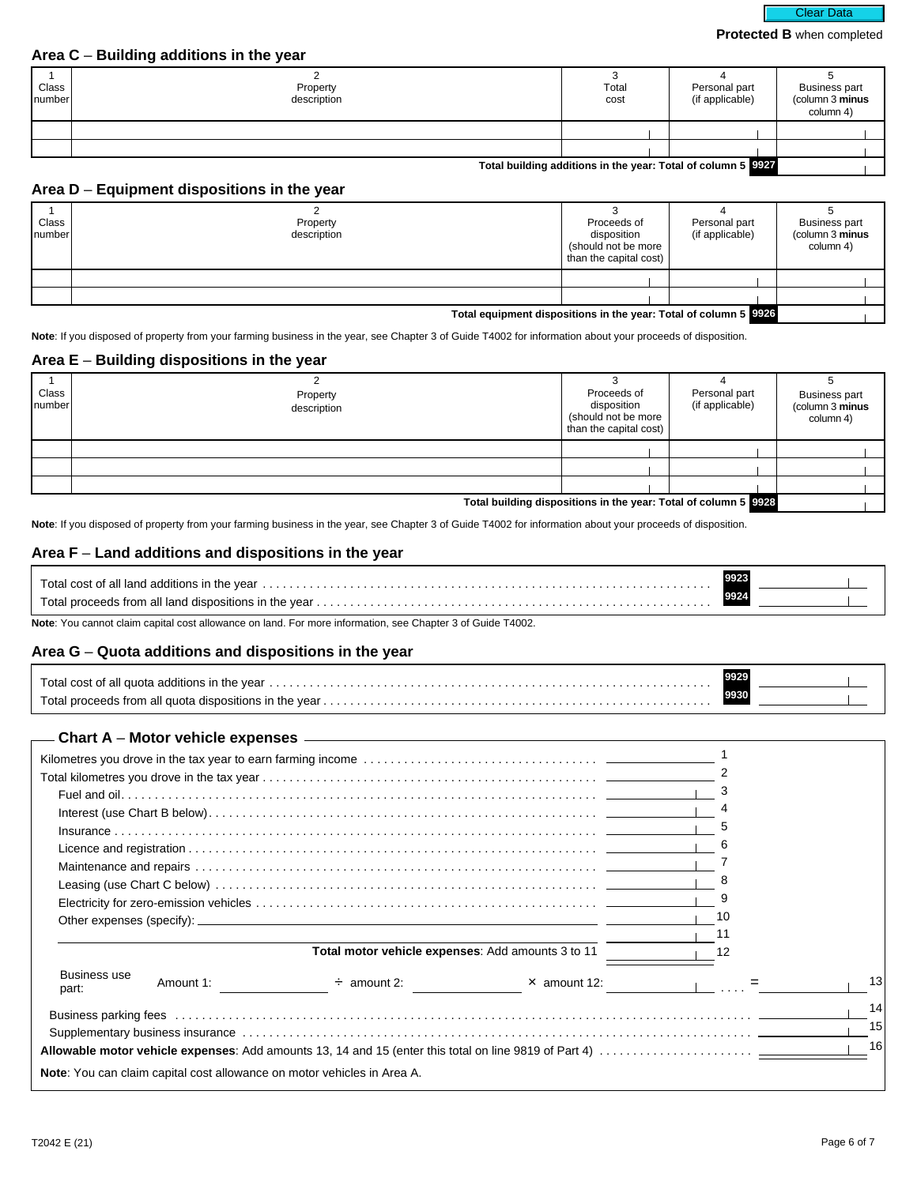Protected B when completed

## Area C – Building additions in the year

| 1<br>Class number | 2<br>Property description | 3<br>Total cost | 4<br>Personal part (if applicable) | 5<br>Business part (column 3 **minus** column 4) |
|---|---|---|---|---|
| | | | | |
| | | | | |
| | | | Total building additions in the year: Total of column 5 **9927** | |

## Area D – Equipment dispositions in the year

| 1<br>Class number | 2<br>Property description | 3<br>Proceeds of disposition (should not be more than the capital cost) | 4<br>Personal part (if applicable) | 5<br>Business part (column 3 **minus** column 4) |
|---|---|---|---|---|
| | | | | |
| | | | | |
| | | | Total equipment dispositions in the year: Total of column 5 **9926** | |

**Note**: If you disposed of property from your farming business in the year, see Chapter 3 of Guide T4002 for information about your proceeds of disposition.

## Area E – Building dispositions in the year

| 1<br>Class number | 2<br>Property description | 3<br>Proceeds of disposition (should not be more than the capital cost) | 4<br>Personal part (if applicable) | 5<br>Business part (column 3 **minus** column 4) |
|---|---|---|---|---|
| | | | | |
| | | | | |
| | | | | |
| | | | Total building dispositions in the year: Total of column 5 **9928** | |

**Note**: If you disposed of property from your farming business in the year, see Chapter 3 of Guide T4002 for information about your proceeds of disposition.

## Area F – Land additions and dispositions in the year

| | | |
|---|---|---|
| Total cost of all land additions in the year | **9923** | |
| Total proceeds from all land dispositions in the year | **9924** | |

**Note**: You cannot claim capital cost allowance on land. For more information, see Chapter 3 of Guide T4002.

## Area G – Quota additions and dispositions in the year

| | | |
|---|---|---|
| Total cost of all quota additions in the year | **9929** | |
| Total proceeds from all quota dispositions in the year | **9930** | |

## Chart A – Motor vehicle expenses

| | | |
|---|---|---|
| Kilometres you drove in the tax year to earn farming income | | 1 |
| Total kilometres you drove in the tax year | | 2 |
| Fuel and oil | | 3 |
| Interest (use Chart B below) | | 4 |
| Insurance | | 5 |
| Licence and registration | | 6 |
| Maintenance and repairs | | 7 |
| Leasing (use Chart C below) | | 8 |
| Electricity for zero-emission vehicles | | 9 |
| Other expenses (specify): | | 10 |
| | | 11 |
| **Total motor vehicle expenses**: Add amounts 3 to 11 | | 12 |

Business use part: Amount 1: ______ ÷ amount 2: ______ × amount 12: ______ = ______ 13

| | | |
|---|---|---|
| Business parking fees | | 14 |
| Supplementary business insurance | | 15 |
| **Allowable motor vehicle expenses**: Add amounts 13, 14 and 15 (enter this total on line 9819 of Part 4) | | 16 |

**Note**: You can claim capital cost allowance on motor vehicles in Area A.

T2042 E (21)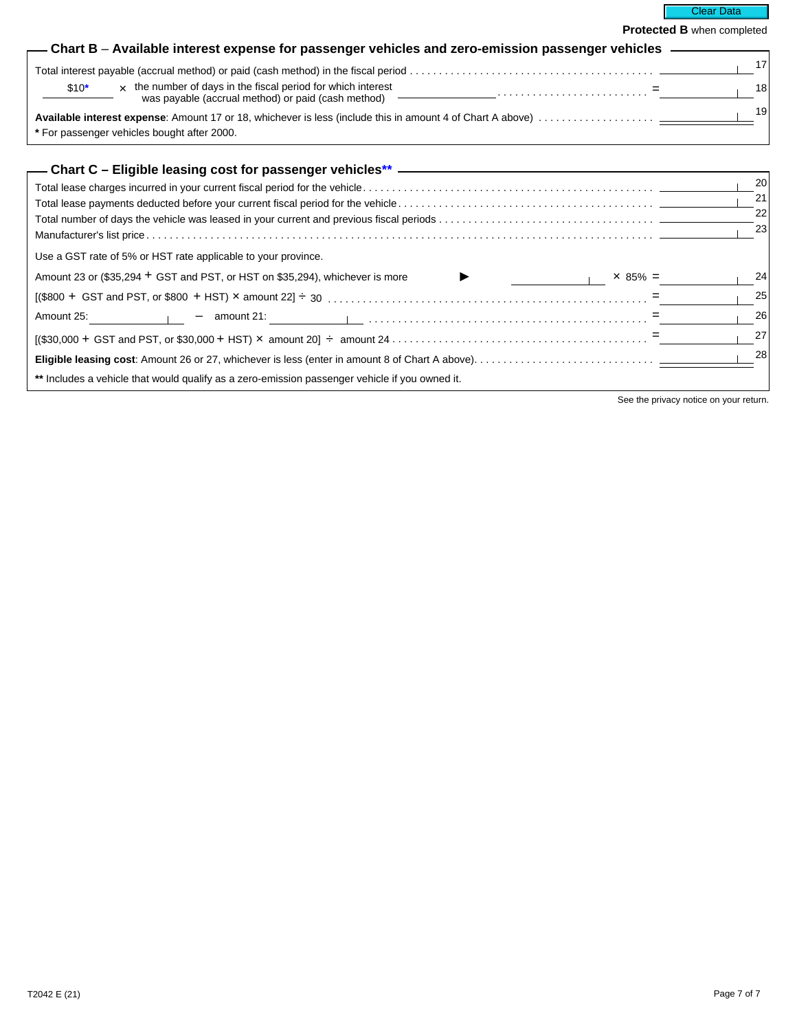Clear Data

**Protected B** when completed

## Chart B – Available interest expense for passenger vehicles and zero-emission passenger vehicles

Total interest payable (accrual method) or paid (cash method) in the fiscal period . . . . . . . . . . 17

$10* × the number of days in the fiscal period for which interest was payable (accrual method) or paid (cash method) . . . . . . . . . . = 18

**Available interest expense**: Amount 17 or 18, whichever is less (include this in amount 4 of Chart A above) . . . . . . . . . . 19

**\*** For passenger vehicles bought after 2000.

## Chart C – Eligible leasing cost for passenger vehicles**

Total lease charges incurred in your current fiscal period for the vehicle . . . . . . . . . . 20

Total lease payments deducted before your current fiscal period for the vehicle . . . . . . . . . . 21

Total number of days the vehicle was leased in your current and previous fiscal periods . . . . . . . . . . 22

Manufacturer's list price . . . . . . . . . . 23

Use a GST rate of 5% or HST rate applicable to your province.

Amount 23 or ($35,294 + GST and PST, or HST on $35,294), whichever is more ► ______ × 85% = 24

[($800 + GST and PST, or $800 + HST) × amount 22] ÷ 30 . . . . . . . . . . = 25

Amount 25: ______ – amount 21: ______ . . . . . . . . . . = 26

[($30,000 + GST and PST, or $30,000 + HST) × amount 20] ÷ amount 24 . . . . . . . . . . = 27

**Eligible leasing cost**: Amount 26 or 27, whichever is less (enter in amount 8 of Chart A above). . . . . . . . . . . 28

**\*\*** Includes a vehicle that would qualify as a zero-emission passenger vehicle if you owned it.

See the privacy notice on your return.

T2042 E (21)